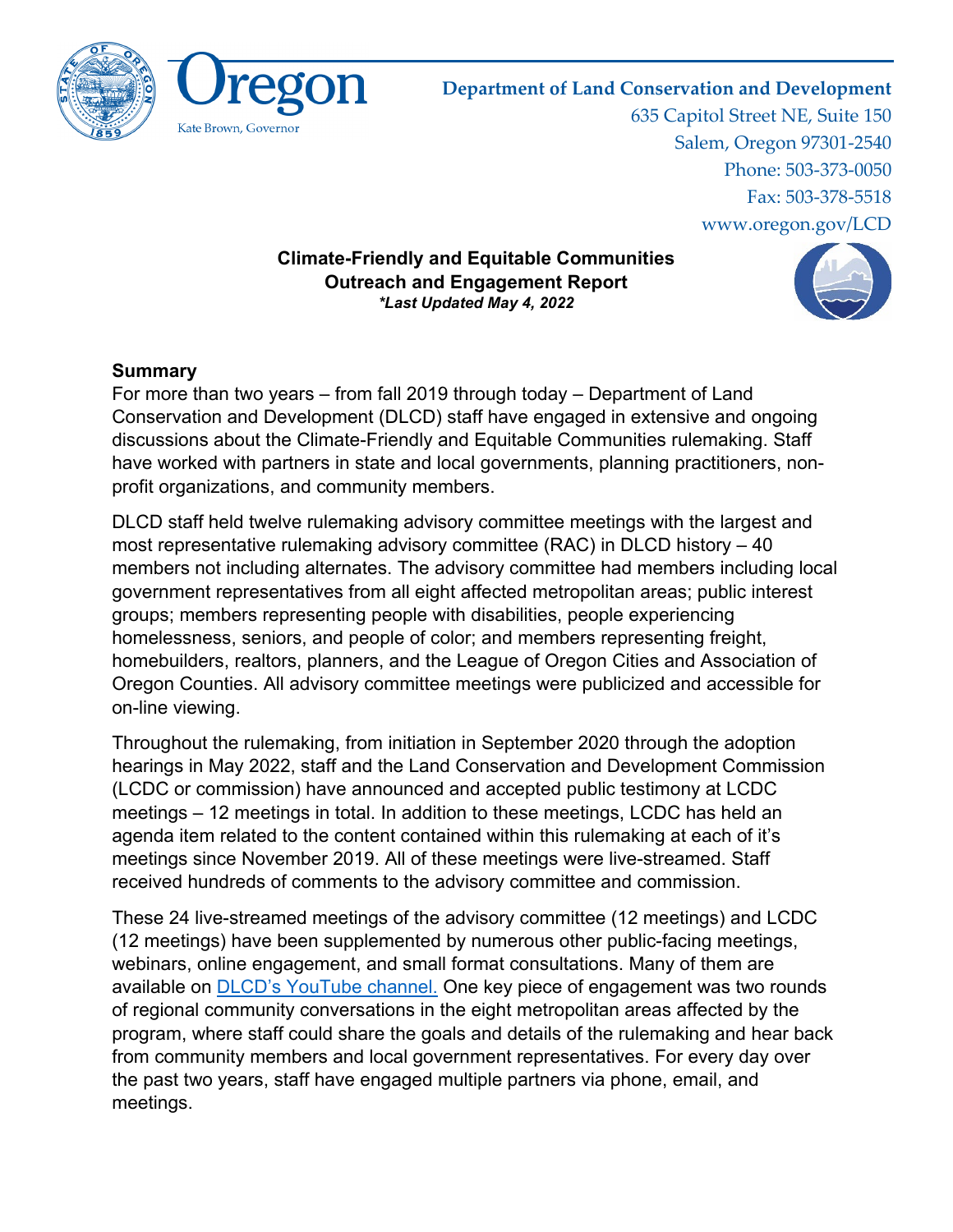Oregon

Kate Brown, Governor

**Department of Land Conservation and Development**
635 Capitol Street NE, Suite 150
Salem, Oregon 97301-2540
Phone: 503-373-0050
Fax: 503-378-5518
www.oregon.gov/LCD

**Climate-Friendly and Equitable Communities**
**Outreach and Engagement Report**
***Last Updated May 4, 2022***

## Summary

For more than two years – from fall 2019 through today – Department of Land Conservation and Development (DLCD) staff have engaged in extensive and ongoing discussions about the Climate-Friendly and Equitable Communities rulemaking. Staff have worked with partners in state and local governments, planning practitioners, non-profit organizations, and community members.

DLCD staff held twelve rulemaking advisory committee meetings with the largest and most representative rulemaking advisory committee (RAC) in DLCD history – 40 members not including alternates. The advisory committee had members including local government representatives from all eight affected metropolitan areas; public interest groups; members representing people with disabilities, people experiencing homelessness, seniors, and people of color; and members representing freight, homebuilders, realtors, planners, and the League of Oregon Cities and Association of Oregon Counties. All advisory committee meetings were publicized and accessible for on-line viewing.

Throughout the rulemaking, from initiation in September 2020 through the adoption hearings in May 2022, staff and the Land Conservation and Development Commission (LCDC or commission) have announced and accepted public testimony at LCDC meetings – 12 meetings in total. In addition to these meetings, LCDC has held an agenda item related to the content contained within this rulemaking at each of it's meetings since November 2019. All of these meetings were live-streamed. Staff received hundreds of comments to the advisory committee and commission.

These 24 live-streamed meetings of the advisory committee (12 meetings) and LCDC (12 meetings) have been supplemented by numerous other public-facing meetings, webinars, online engagement, and small format consultations. Many of them are available on [DLCD's YouTube channel.] One key piece of engagement was two rounds of regional community conversations in the eight metropolitan areas affected by the program, where staff could share the goals and details of the rulemaking and hear back from community members and local government representatives. For every day over the past two years, staff have engaged multiple partners via phone, email, and meetings.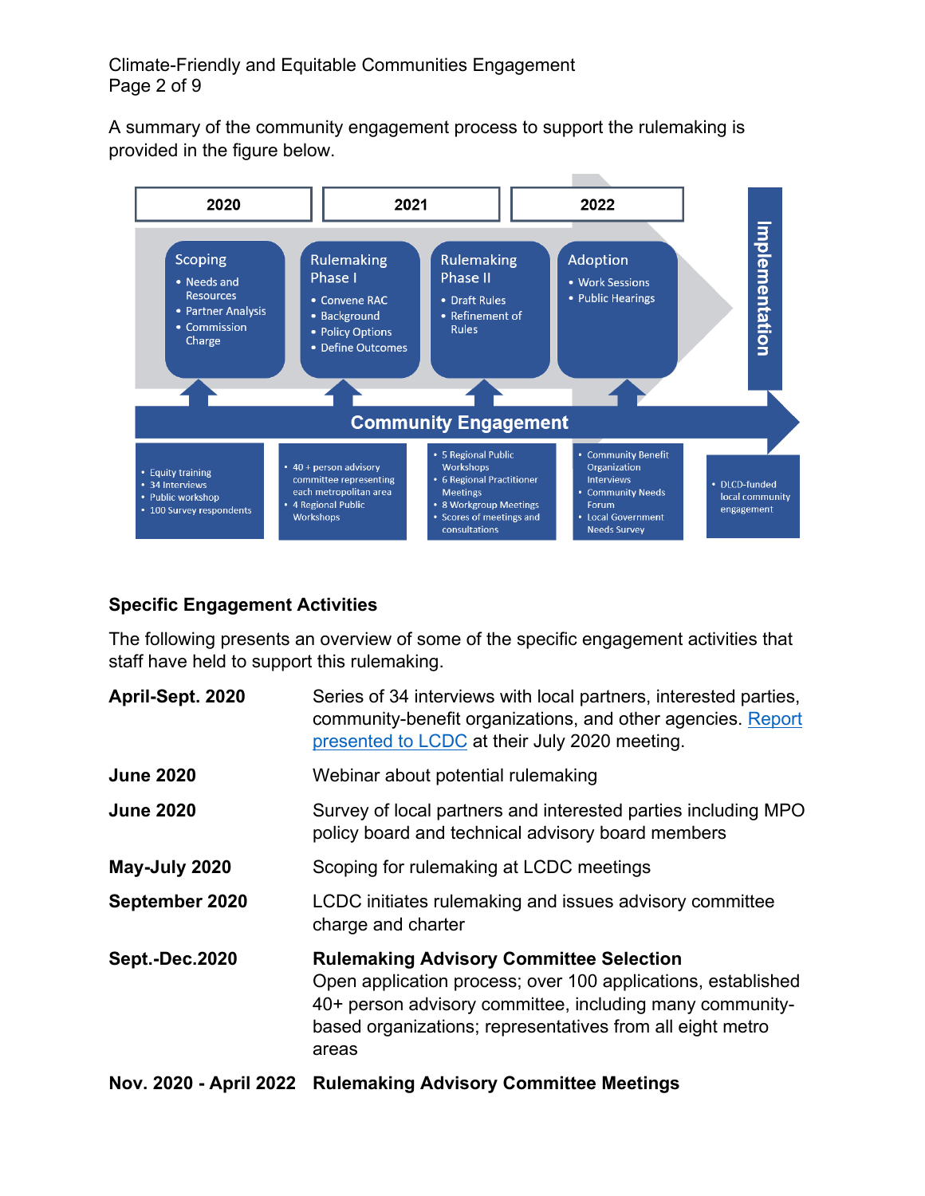A summary of the community engagement process to support the rulemaking is provided in the figure below.

| 2020 | | 2021 | | 2022 | |
|---|---|---|---|---|---|
| **Scoping**<br>• Needs and Resources<br>• Partner Analysis<br>• Commission Charge | **Rulemaking Phase I**<br>• Convene RAC<br>• Background<br>• Policy Options<br>• Define Outcomes | **Rulemaking Phase II**<br>• Draft Rules<br>• Refinement of Rules | **Adoption**<br>• Work Sessions<br>• Public Hearings | | **Implementation** |

**Community Engagement**

| | | | | |
|---|---|---|---|---|
| • Equity training<br>• 34 Interviews<br>• Public workshop<br>• 100 Survey respondents | • 40 + person advisory committee representing each metropolitan area<br>• 4 Regional Public Workshops | • 5 Regional Public Workshops<br>• 6 Regional Practitioner Meetings<br>• 8 Workgroup Meetings<br>• Scores of meetings and consultations | • Community Benefit Organization Interviews<br>• Community Needs Forum<br>• Local Government Needs Survey | • DLCD-funded local community engagement |

**Specific Engagement Activities**

The following presents an overview of some of the specific engagement activities that staff have held to support this rulemaking.

**April-Sept. 2020** Series of 34 interviews with local partners, interested parties, community-benefit organizations, and other agencies. Report presented to LCDC at their July 2020 meeting.

**June 2020** Webinar about potential rulemaking

**June 2020** Survey of local partners and interested parties including MPO policy board and technical advisory board members

**May-July 2020** Scoping for rulemaking at LCDC meetings

**September 2020** LCDC initiates rulemaking and issues advisory committee charge and charter

**Sept.-Dec.2020** **Rulemaking Advisory Committee Selection**
Open application process; over 100 applications, established 40+ person advisory committee, including many community-based organizations; representatives from all eight metro areas

**Nov. 2020 - April 2022** **Rulemaking Advisory Committee Meetings**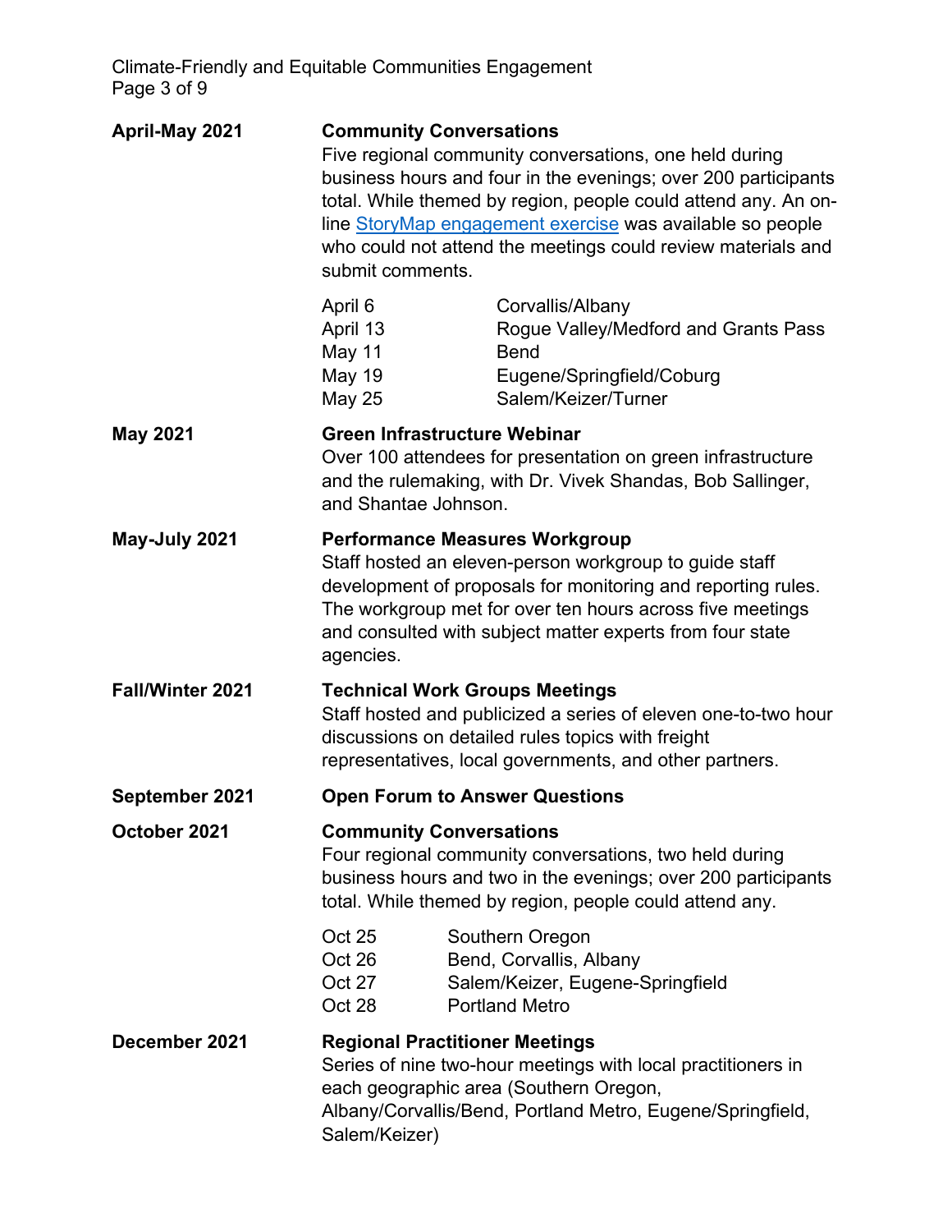| | |
|---|---|
| **April-May 2021** | **Community Conversations**<br>Five regional community conversations, one held during business hours and four in the evenings; over 200 participants total. While themed by region, people could attend any. An on-line [StoryMap engagement exercise]() was available so people who could not attend the meetings could review materials and submit comments. |

| Date | Region |
|---|---|
| April 6 | Corvallis/Albany |
| April 13 | Rogue Valley/Medford and Grants Pass |
| May 11 | Bend |
| May 19 | Eugene/Springfield/Coburg |
| May 25 | Salem/Keizer/Turner |

| | |
|---|---|
| **May 2021** | **Green Infrastructure Webinar**<br>Over 100 attendees for presentation on green infrastructure and the rulemaking, with Dr. Vivek Shandas, Bob Sallinger, and Shantae Johnson. |
| **May-July 2021** | **Performance Measures Workgroup**<br>Staff hosted an eleven-person workgroup to guide staff development of proposals for monitoring and reporting rules. The workgroup met for over ten hours across five meetings and consulted with subject matter experts from four state agencies. |
| **Fall/Winter 2021** | **Technical Work Groups Meetings**<br>Staff hosted and publicized a series of eleven one-to-two hour discussions on detailed rules topics with freight representatives, local governments, and other partners. |
| **September 2021** | **Open Forum to Answer Questions** |
| **October 2021** | **Community Conversations**<br>Four regional community conversations, two held during business hours and two in the evenings; over 200 participants total. While themed by region, people could attend any. |

| Date | Region |
|---|---|
| Oct 25 | Southern Oregon |
| Oct 26 | Bend, Corvallis, Albany |
| Oct 27 | Salem/Keizer, Eugene-Springfield |
| Oct 28 | Portland Metro |

| | |
|---|---|
| **December 2021** | **Regional Practitioner Meetings**<br>Series of nine two-hour meetings with local practitioners in each geographic area (Southern Oregon, Albany/Corvallis/Bend, Portland Metro, Eugene/Springfield, Salem/Keizer) |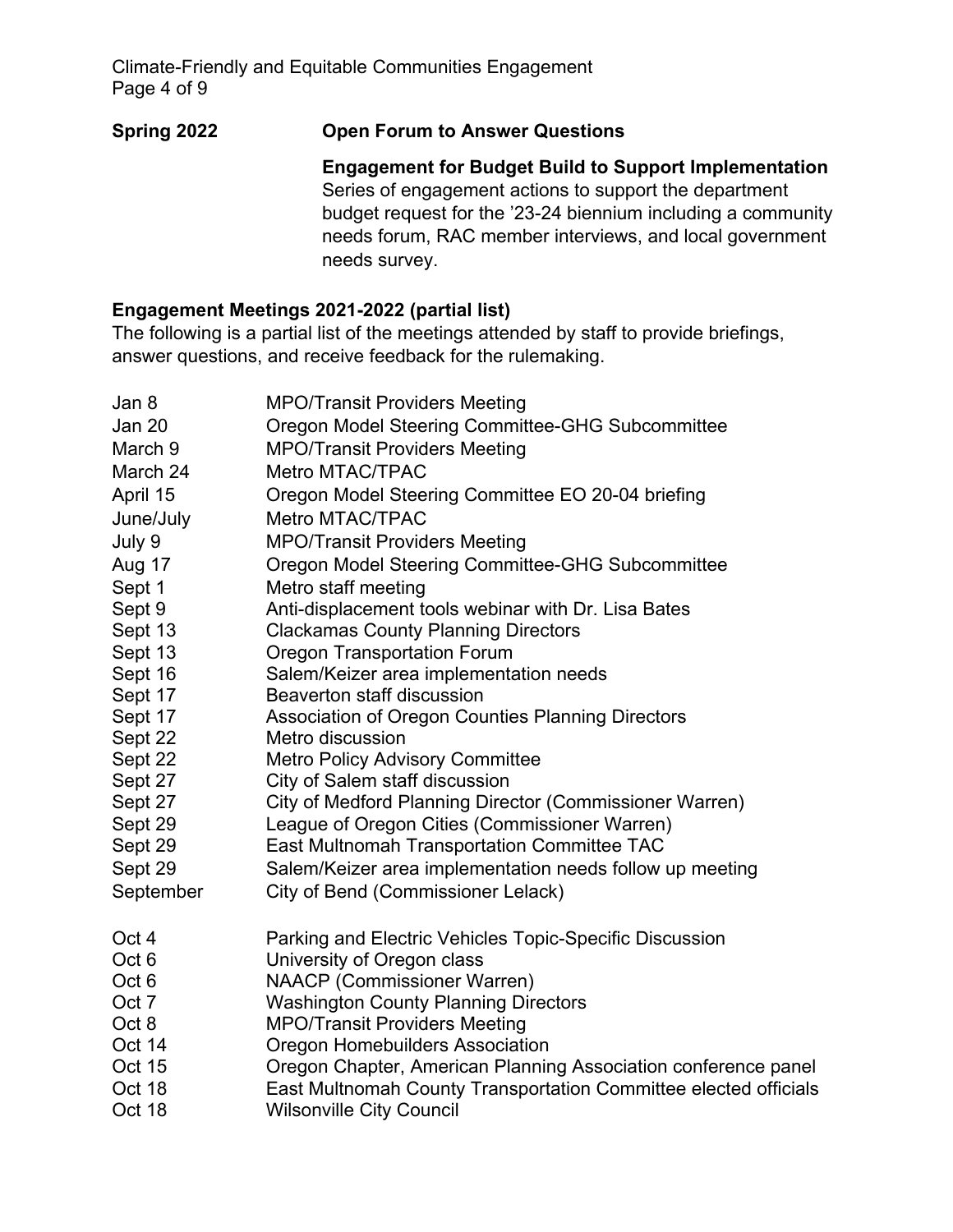**Spring 2022** **Open Forum to Answer Questions**

**Engagement for Budget Build to Support Implementation**
Series of engagement actions to support the department budget request for the '23-24 biennium including a community needs forum, RAC member interviews, and local government needs survey.

**Engagement Meetings 2021-2022 (partial list)**
The following is a partial list of the meetings attended by staff to provide briefings, answer questions, and receive feedback for the rulemaking.

| | |
|---|---|
| Jan 8 | MPO/Transit Providers Meeting |
| Jan 20 | Oregon Model Steering Committee-GHG Subcommittee |
| March 9 | MPO/Transit Providers Meeting |
| March 24 | Metro MTAC/TPAC |
| April 15 | Oregon Model Steering Committee EO 20-04 briefing |
| June/July | Metro MTAC/TPAC |
| July 9 | MPO/Transit Providers Meeting |
| Aug 17 | Oregon Model Steering Committee-GHG Subcommittee |
| Sept 1 | Metro staff meeting |
| Sept 9 | Anti-displacement tools webinar with Dr. Lisa Bates |
| Sept 13 | Clackamas County Planning Directors |
| Sept 13 | Oregon Transportation Forum |
| Sept 16 | Salem/Keizer area implementation needs |
| Sept 17 | Beaverton staff discussion |
| Sept 17 | Association of Oregon Counties Planning Directors |
| Sept 22 | Metro discussion |
| Sept 22 | Metro Policy Advisory Committee |
| Sept 27 | City of Salem staff discussion |
| Sept 27 | City of Medford Planning Director (Commissioner Warren) |
| Sept 29 | League of Oregon Cities (Commissioner Warren) |
| Sept 29 | East Multnomah Transportation Committee TAC |
| Sept 29 | Salem/Keizer area implementation needs follow up meeting |
| September | City of Bend (Commissioner Lelack) |
| Oct 4 | Parking and Electric Vehicles Topic-Specific Discussion |
| Oct 6 | University of Oregon class |
| Oct 6 | NAACP (Commissioner Warren) |
| Oct 7 | Washington County Planning Directors |
| Oct 8 | MPO/Transit Providers Meeting |
| Oct 14 | Oregon Homebuilders Association |
| Oct 15 | Oregon Chapter, American Planning Association conference panel |
| Oct 18 | East Multnomah County Transportation Committee elected officials |
| Oct 18 | Wilsonville City Council |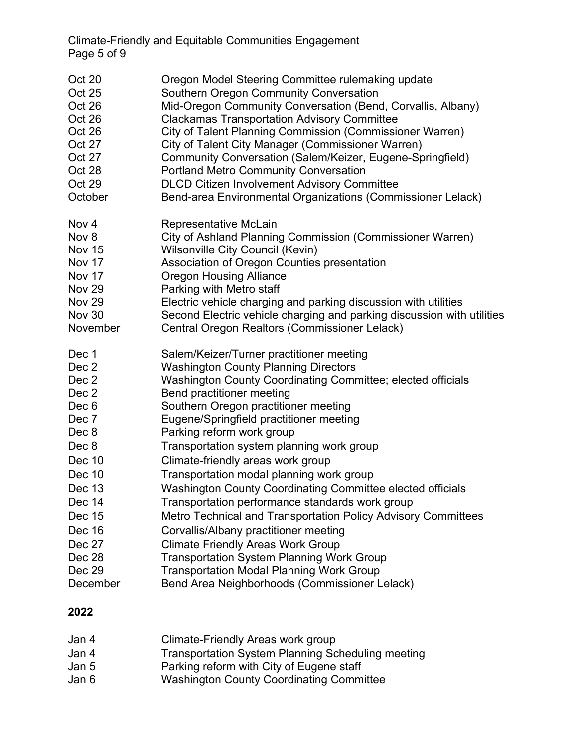| | |
|---|---|
| Oct 20 | Oregon Model Steering Committee rulemaking update |
| Oct 25 | Southern Oregon Community Conversation |
| Oct 26 | Mid-Oregon Community Conversation (Bend, Corvallis, Albany) |
| Oct 26 | Clackamas Transportation Advisory Committee |
| Oct 26 | City of Talent Planning Commission (Commissioner Warren) |
| Oct 27 | City of Talent City Manager (Commissioner Warren) |
| Oct 27 | Community Conversation (Salem/Keizer, Eugene-Springfield) |
| Oct 28 | Portland Metro Community Conversation |
| Oct 29 | DLCD Citizen Involvement Advisory Committee |
| October | Bend-area Environmental Organizations (Commissioner Lelack) |
| Nov 4 | Representative McLain |
| Nov 8 | City of Ashland Planning Commission (Commissioner Warren) |
| Nov 15 | Wilsonville City Council (Kevin) |
| Nov 17 | Association of Oregon Counties presentation |
| Nov 17 | Oregon Housing Alliance |
| Nov 29 | Parking with Metro staff |
| Nov 29 | Electric vehicle charging and parking discussion with utilities |
| Nov 30 | Second Electric vehicle charging and parking discussion with utilities |
| November | Central Oregon Realtors (Commissioner Lelack) |
| Dec 1 | Salem/Keizer/Turner practitioner meeting |
| Dec 2 | Washington County Planning Directors |
| Dec 2 | Washington County Coordinating Committee; elected officials |
| Dec 2 | Bend practitioner meeting |
| Dec 6 | Southern Oregon practitioner meeting |
| Dec 7 | Eugene/Springfield practitioner meeting |
| Dec 8 | Parking reform work group |
| Dec 8 | Transportation system planning work group |
| Dec 10 | Climate-friendly areas work group |
| Dec 10 | Transportation modal planning work group |
| Dec 13 | Washington County Coordinating Committee elected officials |
| Dec 14 | Transportation performance standards work group |
| Dec 15 | Metro Technical and Transportation Policy Advisory Committees |
| Dec 16 | Corvallis/Albany practitioner meeting |
| Dec 27 | Climate Friendly Areas Work Group |
| Dec 28 | Transportation System Planning Work Group |
| Dec 29 | Transportation Modal Planning Work Group |
| December | Bend Area Neighborhoods (Commissioner Lelack) |

**2022**

| | |
|---|---|
| Jan 4 | Climate-Friendly Areas work group |
| Jan 4 | Transportation System Planning Scheduling meeting |
| Jan 5 | Parking reform with City of Eugene staff |
| Jan 6 | Washington County Coordinating Committee |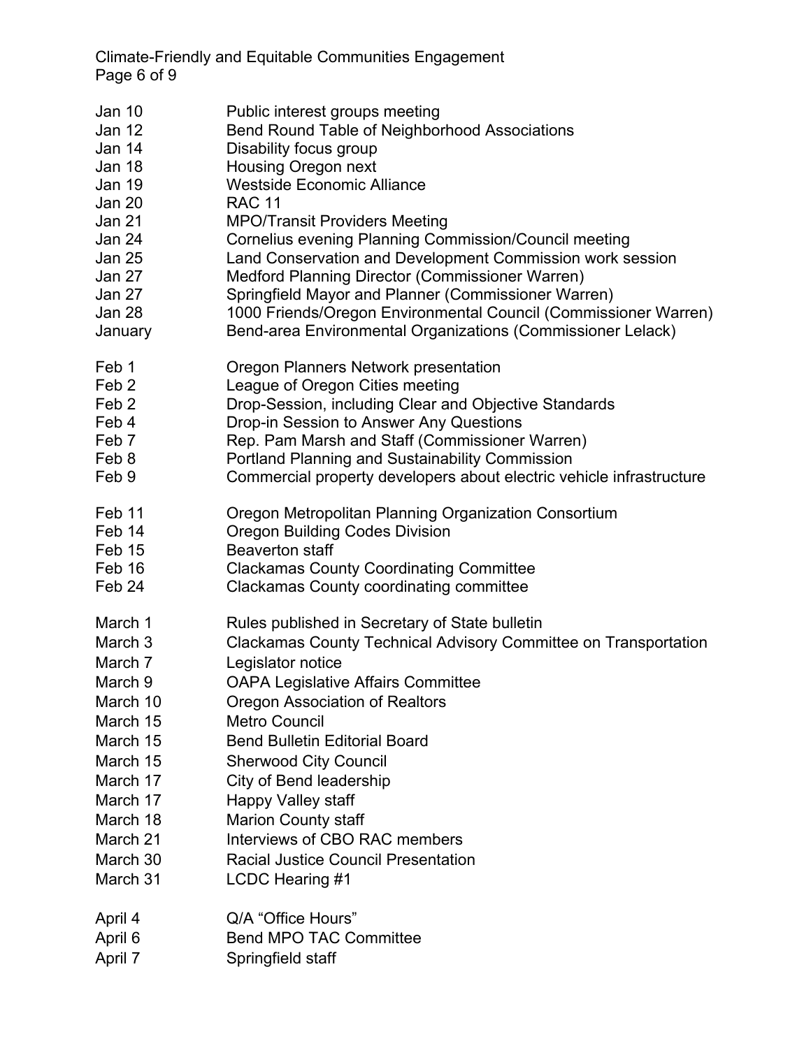| | |
|---|---|
| Jan 10 | Public interest groups meeting |
| Jan 12 | Bend Round Table of Neighborhood Associations |
| Jan 14 | Disability focus group |
| Jan 18 | Housing Oregon next |
| Jan 19 | Westside Economic Alliance |
| Jan 20 | RAC 11 |
| Jan 21 | MPO/Transit Providers Meeting |
| Jan 24 | Cornelius evening Planning Commission/Council meeting |
| Jan 25 | Land Conservation and Development Commission work session |
| Jan 27 | Medford Planning Director (Commissioner Warren) |
| Jan 27 | Springfield Mayor and Planner (Commissioner Warren) |
| Jan 28 | 1000 Friends/Oregon Environmental Council (Commissioner Warren) |
| January | Bend-area Environmental Organizations (Commissioner Lelack) |
| | |
| Feb 1 | Oregon Planners Network presentation |
| Feb 2 | League of Oregon Cities meeting |
| Feb 2 | Drop-Session, including Clear and Objective Standards |
| Feb 4 | Drop-in Session to Answer Any Questions |
| Feb 7 | Rep. Pam Marsh and Staff (Commissioner Warren) |
| Feb 8 | Portland Planning and Sustainability Commission |
| Feb 9 | Commercial property developers about electric vehicle infrastructure |
| | |
| Feb 11 | Oregon Metropolitan Planning Organization Consortium |
| Feb 14 | Oregon Building Codes Division |
| Feb 15 | Beaverton staff |
| Feb 16 | Clackamas County Coordinating Committee |
| Feb 24 | Clackamas County coordinating committee |
| | |
| March 1 | Rules published in Secretary of State bulletin |
| March 3 | Clackamas County Technical Advisory Committee on Transportation |
| March 7 | Legislator notice |
| March 9 | OAPA Legislative Affairs Committee |
| March 10 | Oregon Association of Realtors |
| March 15 | Metro Council |
| March 15 | Bend Bulletin Editorial Board |
| March 15 | Sherwood City Council |
| March 17 | City of Bend leadership |
| March 17 | Happy Valley staff |
| March 18 | Marion County staff |
| March 21 | Interviews of CBO RAC members |
| March 30 | Racial Justice Council Presentation |
| March 31 | LCDC Hearing #1 |
| | |
| April 4 | Q/A "Office Hours" |
| April 6 | Bend MPO TAC Committee |
| April 7 | Springfield staff |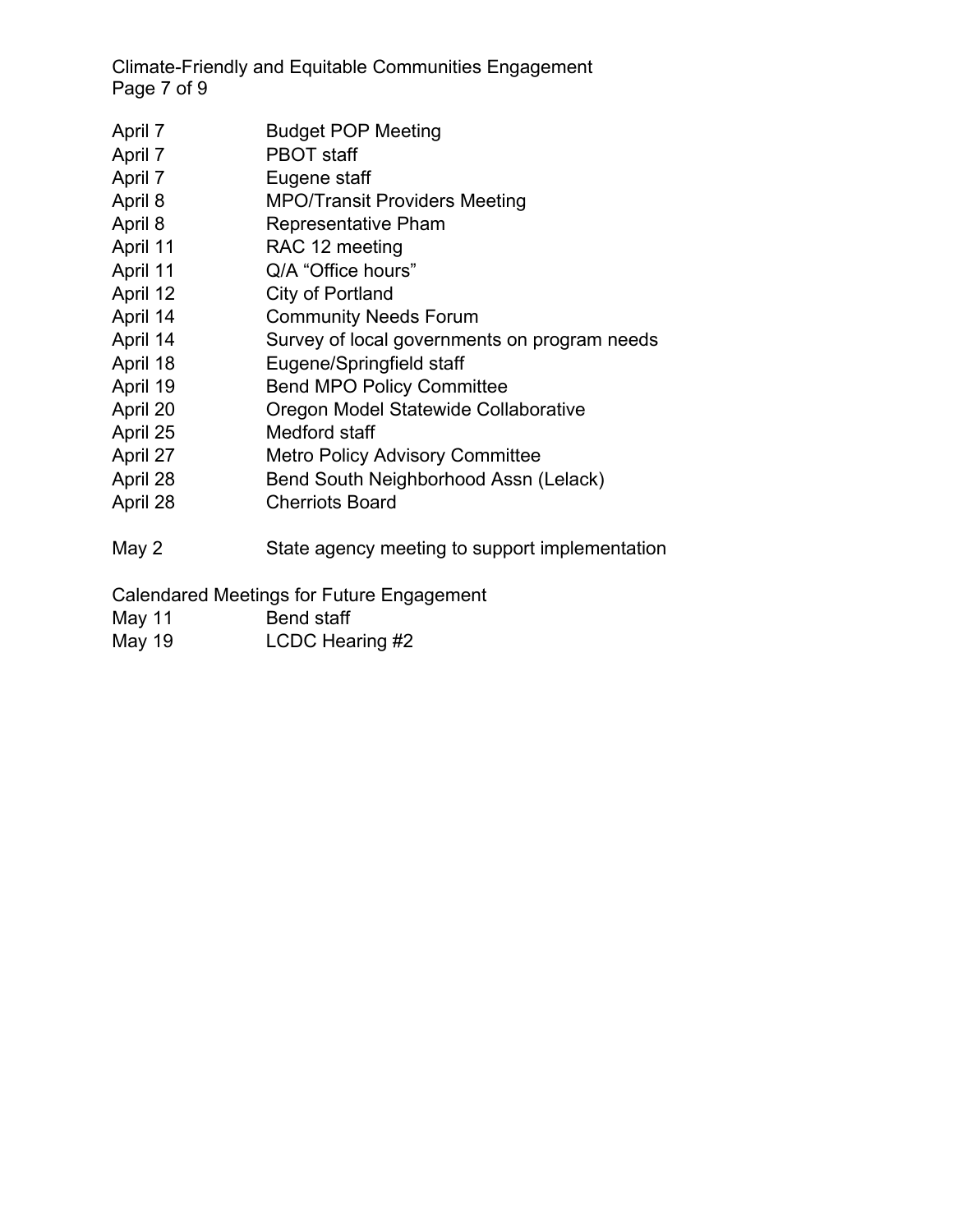| | |
|---|---|
| April 7 | Budget POP Meeting |
| April 7 | PBOT staff |
| April 7 | Eugene staff |
| April 8 | MPO/Transit Providers Meeting |
| April 8 | Representative Pham |
| April 11 | RAC 12 meeting |
| April 11 | Q/A "Office hours" |
| April 12 | City of Portland |
| April 14 | Community Needs Forum |
| April 14 | Survey of local governments on program needs |
| April 18 | Eugene/Springfield staff |
| April 19 | Bend MPO Policy Committee |
| April 20 | Oregon Model Statewide Collaborative |
| April 25 | Medford staff |
| April 27 | Metro Policy Advisory Committee |
| April 28 | Bend South Neighborhood Assn (Lelack) |
| April 28 | Cherriots Board |
| May 2 | State agency meeting to support implementation |

Calendared Meetings for Future Engagement

| | |
|---|---|
| May 11 | Bend staff |
| May 19 | LCDC Hearing #2 |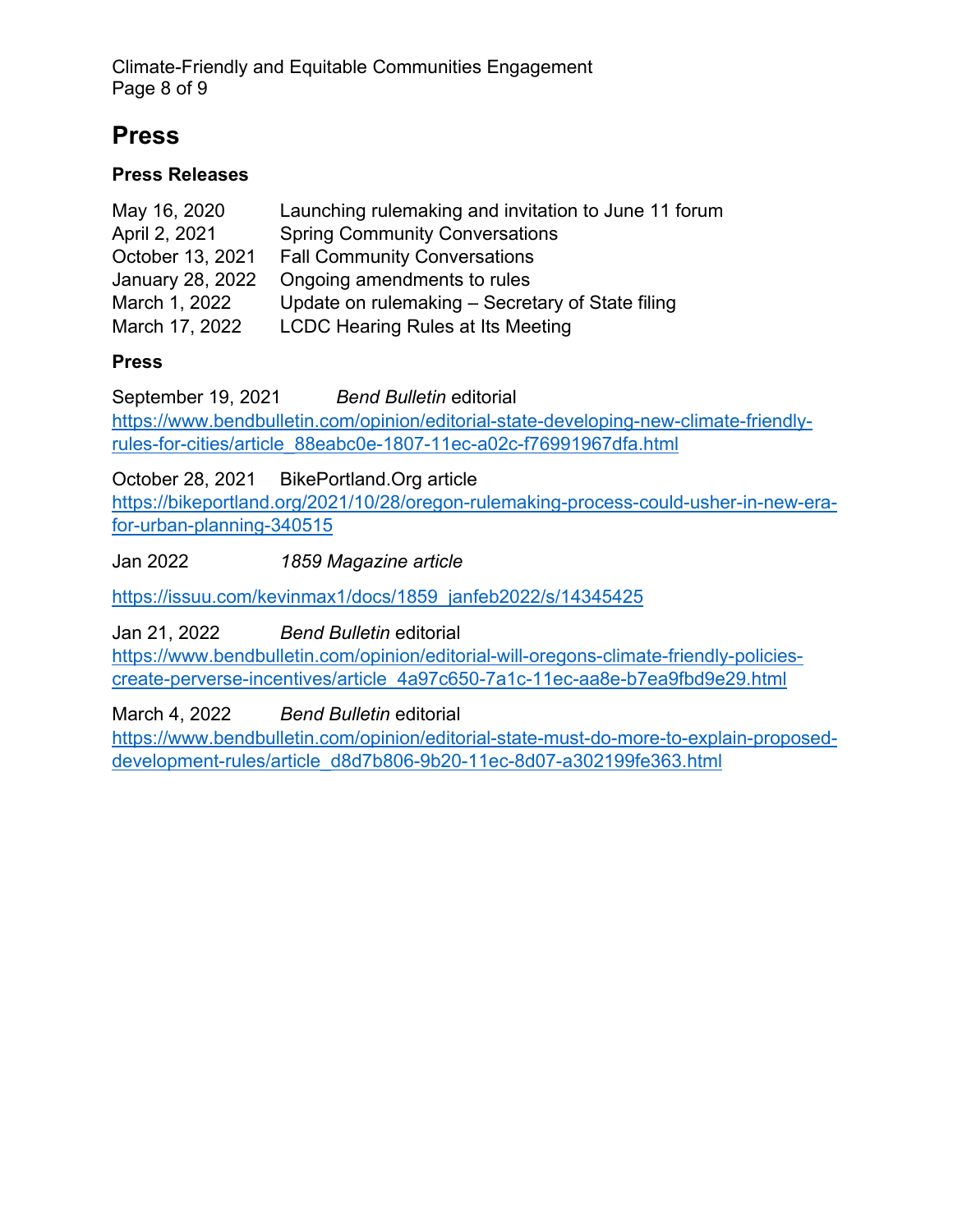## Press

### Press Releases

| | |
|---|---|
| May 16, 2020 | Launching rulemaking and invitation to June 11 forum |
| April 2, 2021 | Spring Community Conversations |
| October 13, 2021 | Fall Community Conversations |
| January 28, 2022 | Ongoing amendments to rules |
| March 1, 2022 | Update on rulemaking – Secretary of State filing |
| March 17, 2022 | LCDC Hearing Rules at Its Meeting |

### Press

September 19, 2021 *Bend Bulletin* editorial
https://www.bendbulletin.com/opinion/editorial-state-developing-new-climate-friendly-rules-for-cities/article_88eabc0e-1807-11ec-a02c-f76991967dfa.html

October 28, 2021 BikePortland.Org article
https://bikeportland.org/2021/10/28/oregon-rulemaking-process-could-usher-in-new-era-for-urban-planning-340515

Jan 2022 *1859 Magazine article*

https://issuu.com/kevinmax1/docs/1859_janfeb2022/s/14345425

Jan 21, 2022 *Bend Bulletin* editorial
https://www.bendbulletin.com/opinion/editorial-will-oregons-climate-friendly-policies-create-perverse-incentives/article_4a97c650-7a1c-11ec-aa8e-b7ea9fbd9e29.html

March 4, 2022 *Bend Bulletin* editorial
https://www.bendbulletin.com/opinion/editorial-state-must-do-more-to-explain-proposed-development-rules/article_d8d7b806-9b20-11ec-8d07-a302199fe363.html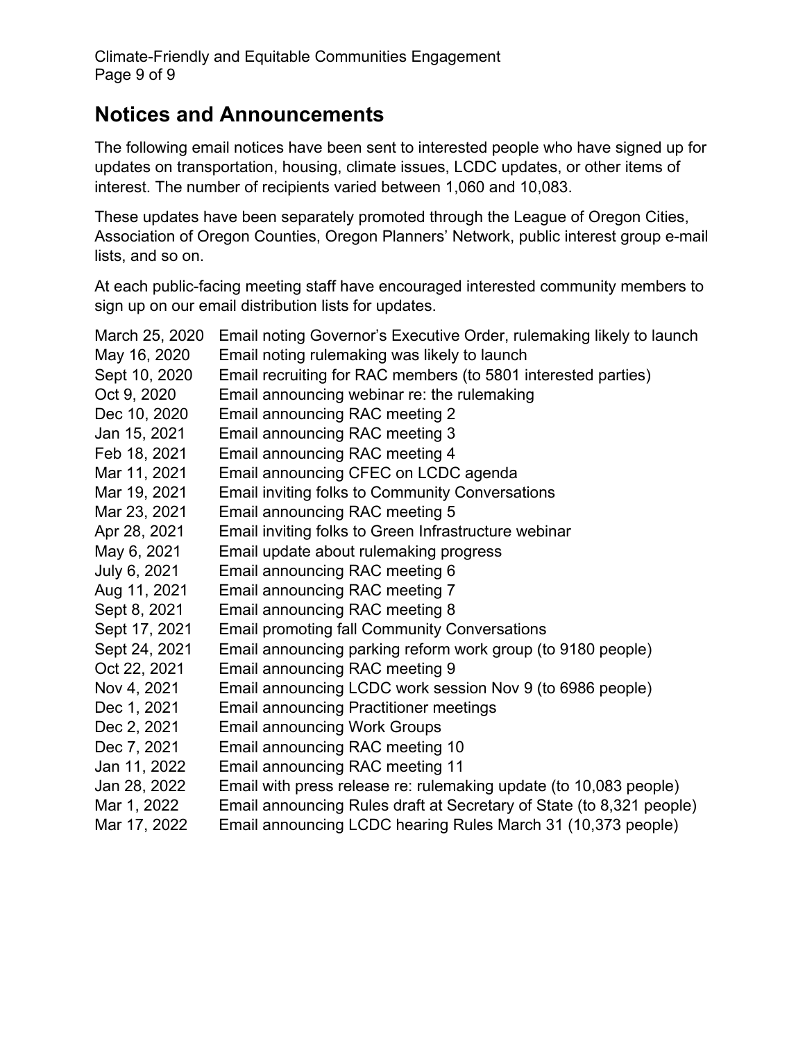## Notices and Announcements

The following email notices have been sent to interested people who have signed up for updates on transportation, housing, climate issues, LCDC updates, or other items of interest. The number of recipients varied between 1,060 and 10,083.

These updates have been separately promoted through the League of Oregon Cities, Association of Oregon Counties, Oregon Planners' Network, public interest group e-mail lists, and so on.

At each public-facing meeting staff have encouraged interested community members to sign up on our email distribution lists for updates.

| | |
|---|---|
| March 25, 2020 | Email noting Governor's Executive Order, rulemaking likely to launch |
| May 16, 2020 | Email noting rulemaking was likely to launch |
| Sept 10, 2020 | Email recruiting for RAC members (to 5801 interested parties) |
| Oct 9, 2020 | Email announcing webinar re: the rulemaking |
| Dec 10, 2020 | Email announcing RAC meeting 2 |
| Jan 15, 2021 | Email announcing RAC meeting 3 |
| Feb 18, 2021 | Email announcing RAC meeting 4 |
| Mar 11, 2021 | Email announcing CFEC on LCDC agenda |
| Mar 19, 2021 | Email inviting folks to Community Conversations |
| Mar 23, 2021 | Email announcing RAC meeting 5 |
| Apr 28, 2021 | Email inviting folks to Green Infrastructure webinar |
| May 6, 2021 | Email update about rulemaking progress |
| July 6, 2021 | Email announcing RAC meeting 6 |
| Aug 11, 2021 | Email announcing RAC meeting 7 |
| Sept 8, 2021 | Email announcing RAC meeting 8 |
| Sept 17, 2021 | Email promoting fall Community Conversations |
| Sept 24, 2021 | Email announcing parking reform work group (to 9180 people) |
| Oct 22, 2021 | Email announcing RAC meeting 9 |
| Nov 4, 2021 | Email announcing LCDC work session Nov 9 (to 6986 people) |
| Dec 1, 2021 | Email announcing Practitioner meetings |
| Dec 2, 2021 | Email announcing Work Groups |
| Dec 7, 2021 | Email announcing RAC meeting 10 |
| Jan 11, 2022 | Email announcing RAC meeting 11 |
| Jan 28, 2022 | Email with press release re: rulemaking update (to 10,083 people) |
| Mar 1, 2022 | Email announcing Rules draft at Secretary of State (to 8,321 people) |
| Mar 17, 2022 | Email announcing LCDC hearing Rules March 31 (10,373 people) |